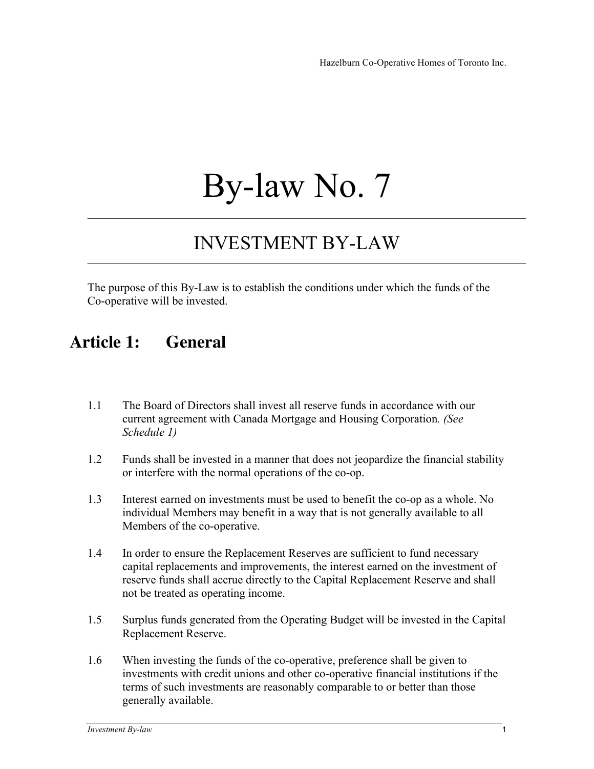Hazelburn Co-Operative Homes of Toronto Inc.

# By-law No. 7

## INVESTMENT BY-LAW

The purpose of this By-Law is to establish the conditions under which the funds of the Co-operative will be invested.

## Article 1: General

1.1 The Board of Directors shall invest all reserve funds in accordance with our current agreement with Canada Mortgage and Housing Corporation. *(See Schedule 1)*

1.2 Funds shall be invested in a manner that does not jeopardize the financial stability or interfere with the normal operations of the co-op.

1.3 Interest earned on investments must be used to benefit the co-op as a whole. No individual Members may benefit in a way that is not generally available to all Members of the co-operative.

1.4 In order to ensure the Replacement Reserves are sufficient to fund necessary capital replacements and improvements, the interest earned on the investment of reserve funds shall accrue directly to the Capital Replacement Reserve and shall not be treated as operating income.

1.5 Surplus funds generated from the Operating Budget will be invested in the Capital Replacement Reserve.

1.6 When investing the funds of the co-operative, preference shall be given to investments with credit unions and other co-operative financial institutions if the terms of such investments are reasonably comparable to or better than those generally available.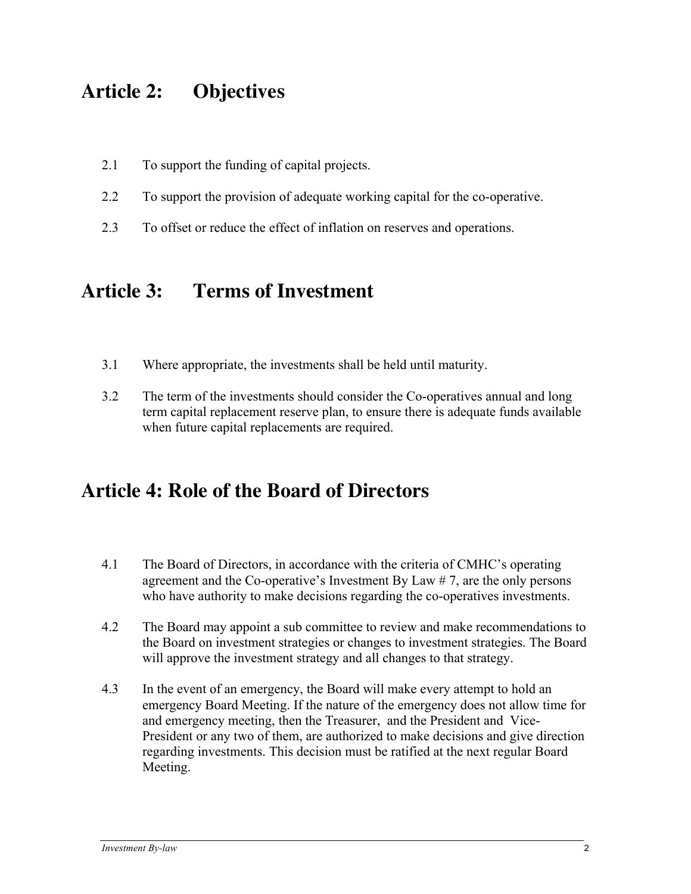## Article 2: Objectives

2.1 To support the funding of capital projects.

2.2 To support the provision of adequate working capital for the co-operative.

2.3 To offset or reduce the effect of inflation on reserves and operations.

## Article 3: Terms of Investment

3.1 Where appropriate, the investments shall be held until maturity.

3.2 The term of the investments should consider the Co-operatives annual and long term capital replacement reserve plan, to ensure there is adequate funds available when future capital replacements are required.

## Article 4: Role of the Board of Directors

4.1 The Board of Directors, in accordance with the criteria of CMHC's operating agreement and the Co-operative's Investment By Law # 7, are the only persons who have authority to make decisions regarding the co-operatives investments.

4.2 The Board may appoint a sub committee to review and make recommendations to the Board on investment strategies or changes to investment strategies. The Board will approve the investment strategy and all changes to that strategy.

4.3 In the event of an emergency, the Board will make every attempt to hold an emergency Board Meeting. If the nature of the emergency does not allow time for and emergency meeting, then the Treasurer, and the President and Vice-President or any two of them, are authorized to make decisions and give direction regarding investments. This decision must be ratified at the next regular Board Meeting.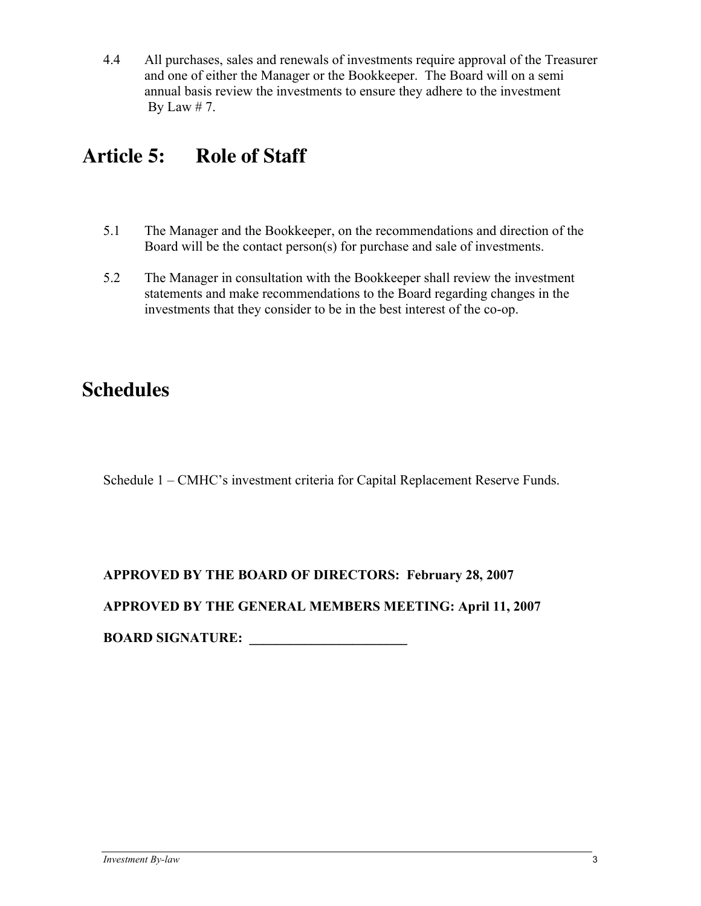4.4 All purchases, sales and renewals of investments require approval of the Treasurer and one of either the Manager or the Bookkeeper. The Board will on a semi annual basis review the investments to ensure they adhere to the investment By Law # 7.

# Article 5: Role of Staff

5.1 The Manager and the Bookkeeper, on the recommendations and direction of the Board will be the contact person(s) for purchase and sale of investments.

5.2 The Manager in consultation with the Bookkeeper shall review the investment statements and make recommendations to the Board regarding changes in the investments that they consider to be in the best interest of the co-op.

# Schedules

Schedule 1 – CMHC's investment criteria for Capital Replacement Reserve Funds.

**APPROVED BY THE BOARD OF DIRECTORS: February 28, 2007**

**APPROVED BY THE GENERAL MEMBERS MEETING: April 11, 2007**

**BOARD SIGNATURE: _______________________**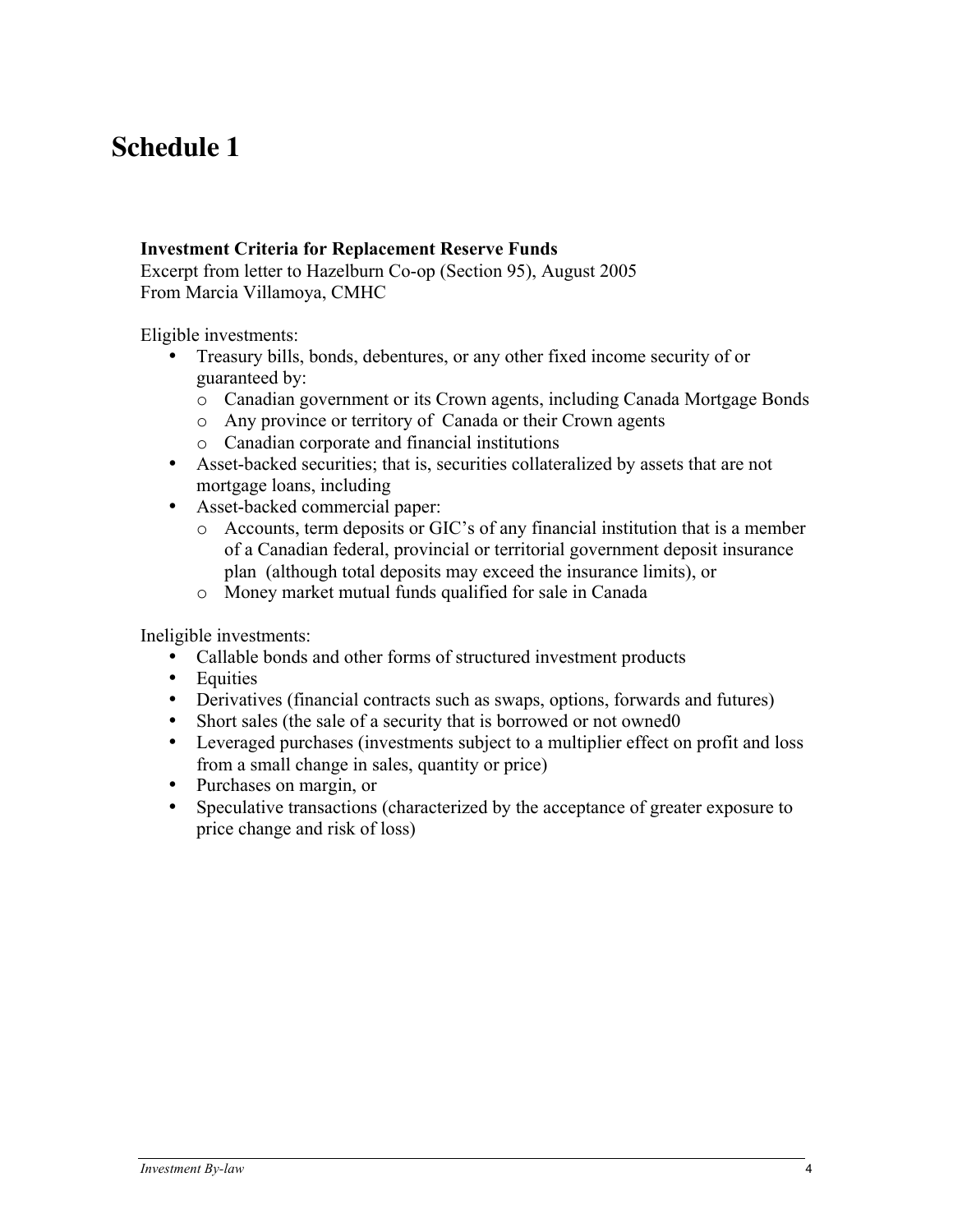# Schedule 1

**Investment Criteria for Replacement Reserve Funds**
Excerpt from letter to Hazelburn Co-op (Section 95), August 2005
From Marcia Villamoya, CMHC

Eligible investments:

- Treasury bills, bonds, debentures, or any other fixed income security of or guaranteed by:
  - Canadian government or its Crown agents, including Canada Mortgage Bonds
  - Any province or territory of Canada or their Crown agents
  - Canadian corporate and financial institutions
- Asset-backed securities; that is, securities collateralized by assets that are not mortgage loans, including
- Asset-backed commercial paper:
  - Accounts, term deposits or GIC's of any financial institution that is a member of a Canadian federal, provincial or territorial government deposit insurance plan (although total deposits may exceed the insurance limits), or
  - Money market mutual funds qualified for sale in Canada

Ineligible investments:

- Callable bonds and other forms of structured investment products
- Equities
- Derivatives (financial contracts such as swaps, options, forwards and futures)
- Short sales (the sale of a security that is borrowed or not owned0
- Leveraged purchases (investments subject to a multiplier effect on profit and loss from a small change in sales, quantity or price)
- Purchases on margin, or
- Speculative transactions (characterized by the acceptance of greater exposure to price change and risk of loss)